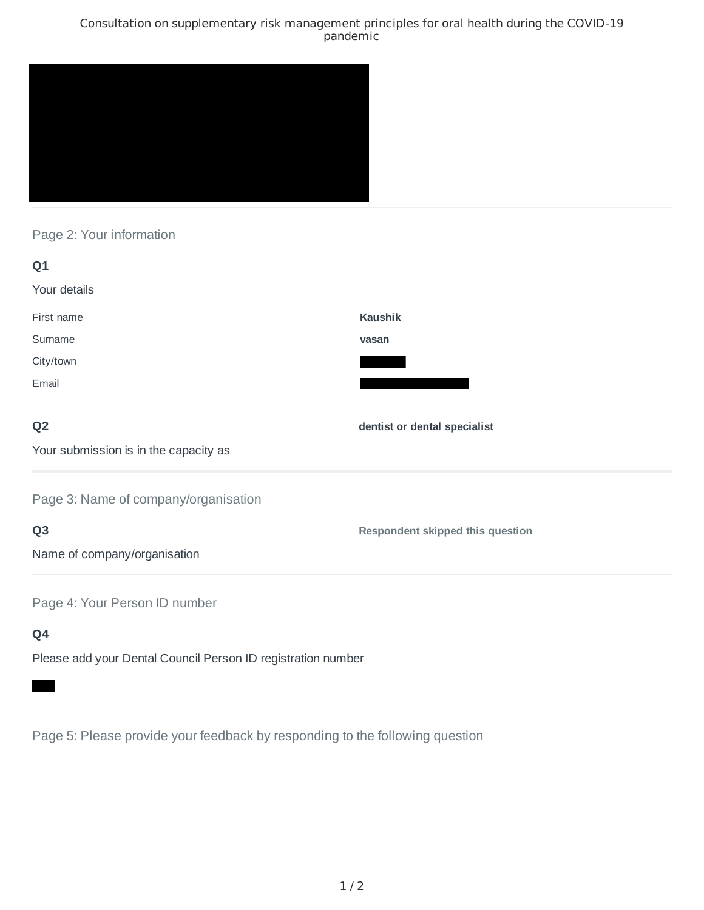# Consultation on supplementary risk management principles for oral health during the COVID-19 pandemic

## Page 2: Your information

**Q1**

Your details

| | |
|---|---|
| First name | **Kaushik** |
| Surname | **vasan** |
| City/town | |
| Email | |

**Q2**

Your submission is in the capacity as

**dentist or dental specialist**

## Page 3: Name of company/organisation

**Q3**

Name of company/organisation

**Respondent skipped this question**

## Page 4: Your Person ID number

**Q4**

Please add your Dental Council Person ID registration number

## Page 5: Please provide your feedback by responding to the following question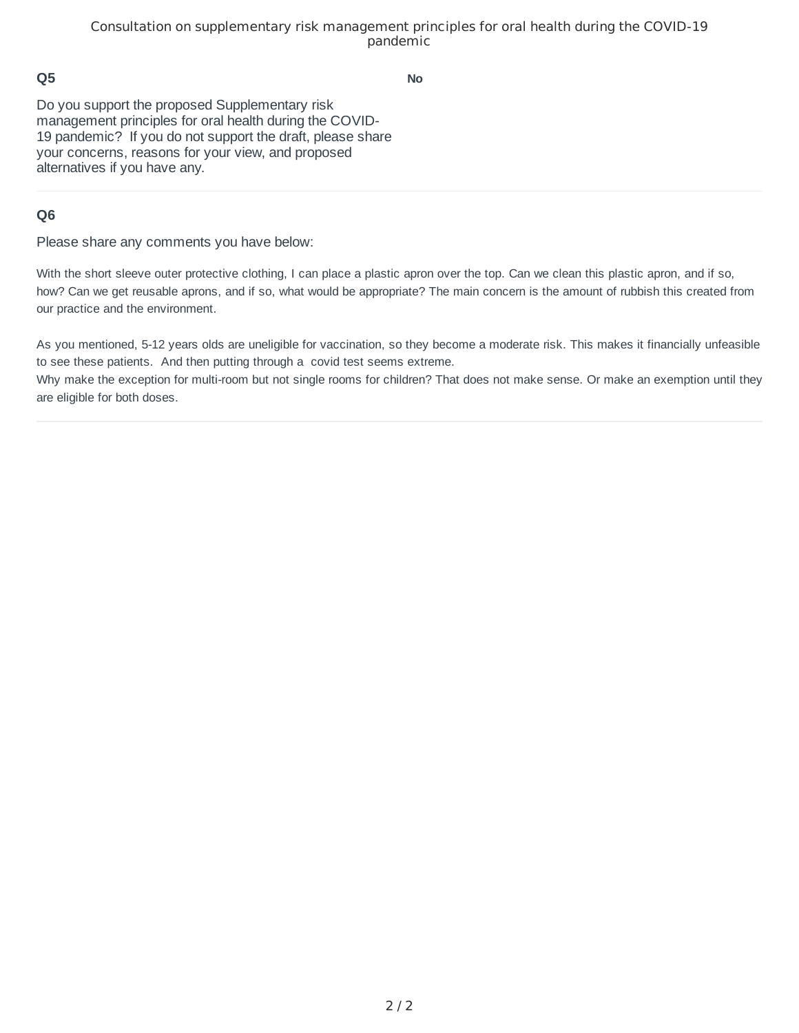### Q5

Do you support the proposed Supplementary risk management principles for oral health during the COVID-19 pandemic? If you do not support the draft, please share your concerns, reasons for your view, and proposed alternatives if you have any.

**No**

### Q6

Please share any comments you have below:

With the short sleeve outer protective clothing, I can place a plastic apron over the top. Can we clean this plastic apron, and if so, how? Can we get reusable aprons, and if so, what would be appropriate? The main concern is the amount of rubbish this created from our practice and the environment.

As you mentioned, 5-12 years olds are uneligible for vaccination, so they become a moderate risk. This makes it financially unfeasible to see these patients. And then putting through a covid test seems extreme.
Why make the exception for multi-room but not single rooms for children? That does not make sense. Or make an exemption until they are eligible for both doses.